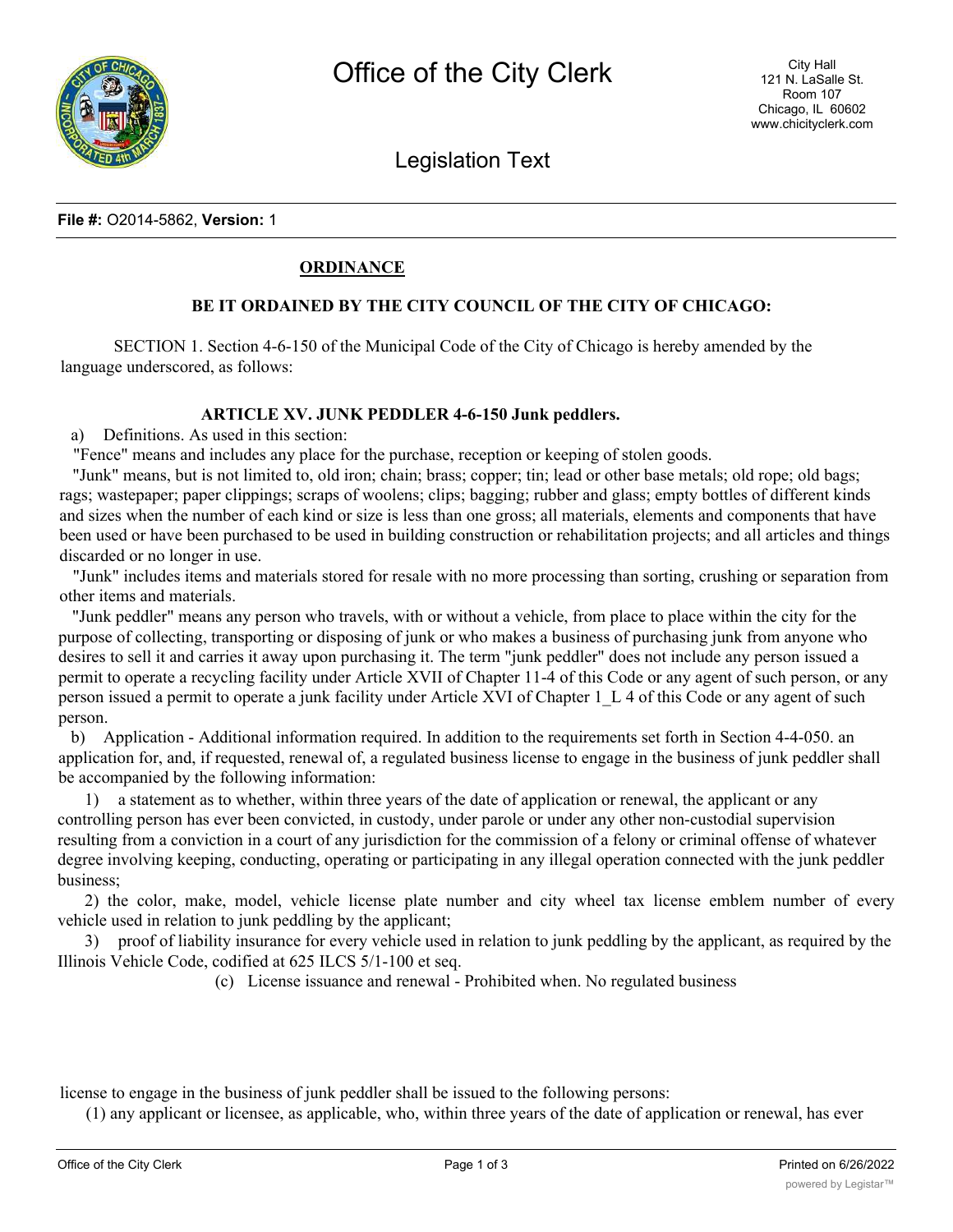**File #:** O2014-5862, **Version:** 1

## ORDINANCE

**BE IT ORDAINED BY THE CITY COUNCIL OF THE CITY OF CHICAGO:**

SECTION 1. Section 4-6-150 of the Municipal Code of the City of Chicago is hereby amended by the language underscored, as follows:

**ARTICLE XV. JUNK PEDDLER 4-6-150 Junk peddlers.**

a) Definitions. As used in this section:

"Fence" means and includes any place for the purchase, reception or keeping of stolen goods.

"Junk" means, but is not limited to, old iron; chain; brass; copper; tin; lead or other base metals; old rope; old bags; rags; wastepaper; paper clippings; scraps of woolens; clips; bagging; rubber and glass; empty bottles of different kinds and sizes when the number of each kind or size is less than one gross; all materials, elements and components that have been used or have been purchased to be used in building construction or rehabilitation projects; and all articles and things discarded or no longer in use.

"Junk" includes items and materials stored for resale with no more processing than sorting, crushing or separation from other items and materials.

"Junk peddler" means any person who travels, with or without a vehicle, from place to place within the city for the purpose of collecting, transporting or disposing of junk or who makes a business of purchasing junk from anyone who desires to sell it and carries it away upon purchasing it. The term "junk peddler" does not include any person issued a permit to operate a recycling facility under Article XVII of Chapter 11-4 of this Code or any agent of such person, or any person issued a permit to operate a junk facility under Article XVI of Chapter 1_L 4 of this Code or any agent of such person.

b) Application - Additional information required. In addition to the requirements set forth in Section 4-4-050. an application for, and, if requested, renewal of, a regulated business license to engage in the business of junk peddler shall be accompanied by the following information:

1) a statement as to whether, within three years of the date of application or renewal, the applicant or any controlling person has ever been convicted, in custody, under parole or under any other non-custodial supervision resulting from a conviction in a court of any jurisdiction for the commission of a felony or criminal offense of whatever degree involving keeping, conducting, operating or participating in any illegal operation connected with the junk peddler business;

2) the color, make, model, vehicle license plate number and city wheel tax license emblem number of every vehicle used in relation to junk peddling by the applicant;

3) proof of liability insurance for every vehicle used in relation to junk peddling by the applicant, as required by the Illinois Vehicle Code, codified at 625 ILCS 5/1-100 et seq.

(c) License issuance and renewal - Prohibited when. No regulated business license to engage in the business of junk peddler shall be issued to the following persons:

(1) any applicant or licensee, as applicable, who, within three years of the date of application or renewal, has ever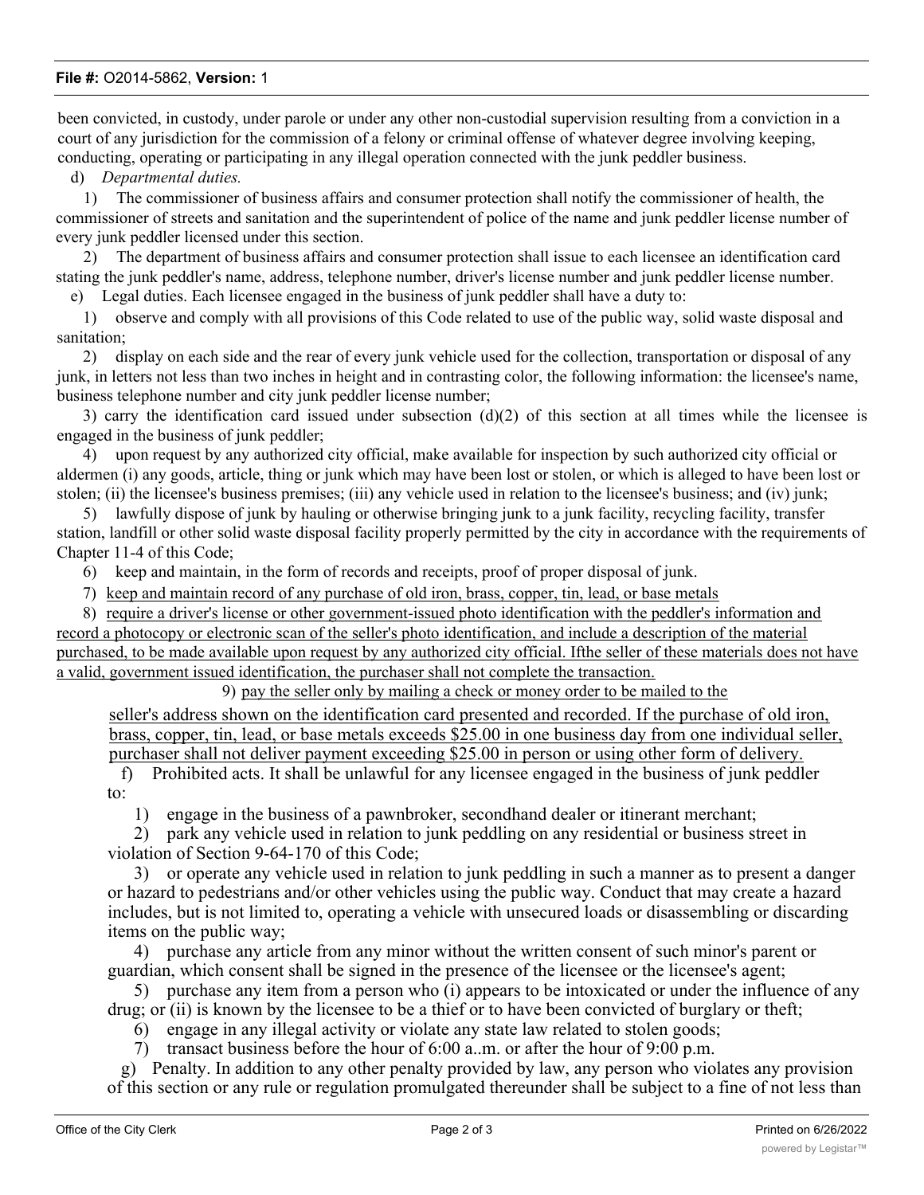been convicted, in custody, under parole or under any other non-custodial supervision resulting from a conviction in a court of any jurisdiction for the commission of a felony or criminal offense of whatever degree involving keeping, conducting, operating or participating in any illegal operation connected with the junk peddler business.

d) *Departmental duties.*

1) The commissioner of business affairs and consumer protection shall notify the commissioner of health, the commissioner of streets and sanitation and the superintendent of police of the name and junk peddler license number of every junk peddler licensed under this section.

2) The department of business affairs and consumer protection shall issue to each licensee an identification card stating the junk peddler's name, address, telephone number, driver's license number and junk peddler license number.

e) Legal duties. Each licensee engaged in the business of junk peddler shall have a duty to:

1) observe and comply with all provisions of this Code related to use of the public way, solid waste disposal and sanitation;

2) display on each side and the rear of every junk vehicle used for the collection, transportation or disposal of any junk, in letters not less than two inches in height and in contrasting color, the following information: the licensee's name, business telephone number and city junk peddler license number;

3) carry the identification card issued under subsection (d)(2) of this section at all times while the licensee is engaged in the business of junk peddler;

4) upon request by any authorized city official, make available for inspection by such authorized city official or aldermen (i) any goods, article, thing or junk which may have been lost or stolen, or which is alleged to have been lost or stolen; (ii) the licensee's business premises; (iii) any vehicle used in relation to the licensee's business; and (iv) junk;

5) lawfully dispose of junk by hauling or otherwise bringing junk to a junk facility, recycling facility, transfer station, landfill or other solid waste disposal facility properly permitted by the city in accordance with the requirements of Chapter 11-4 of this Code;

6) keep and maintain, in the form of records and receipts, proof of proper disposal of junk.

7) keep and maintain record of any purchase of old iron, brass, copper, tin, lead, or base metals

8) require a driver's license or other government-issued photo identification with the peddler's information and record a photocopy or electronic scan of the seller's photo identification, and include a description of the material purchased, to be made available upon request by any authorized city official. Ifthe seller of these materials does not have a valid, government issued identification, the purchaser shall not complete the transaction.

9) pay the seller only by mailing a check or money order to be mailed to the seller's address shown on the identification card presented and recorded. If the purchase of old iron, brass, copper, tin, lead, or base metals exceeds $25.00 in one business day from one individual seller, purchaser shall not deliver payment exceeding $25.00 in person or using other form of delivery.

f) Prohibited acts. It shall be unlawful for any licensee engaged in the business of junk peddler to:

1) engage in the business of a pawnbroker, secondhand dealer or itinerant merchant;

2) park any vehicle used in relation to junk peddling on any residential or business street in violation of Section 9-64-170 of this Code;

3) or operate any vehicle used in relation to junk peddling in such a manner as to present a danger or hazard to pedestrians and/or other vehicles using the public way. Conduct that may create a hazard includes, but is not limited to, operating a vehicle with unsecured loads or disassembling or discarding items on the public way;

4) purchase any article from any minor without the written consent of such minor's parent or guardian, which consent shall be signed in the presence of the licensee or the licensee's agent;

5) purchase any item from a person who (i) appears to be intoxicated or under the influence of any drug; or (ii) is known by the licensee to be a thief or to have been convicted of burglary or theft;

6) engage in any illegal activity or violate any state law related to stolen goods;

7) transact business before the hour of 6:00 a..m. or after the hour of 9:00 p.m.

g) Penalty. In addition to any other penalty provided by law, any person who violates any provision of this section or any rule or regulation promulgated thereunder shall be subject to a fine of not less than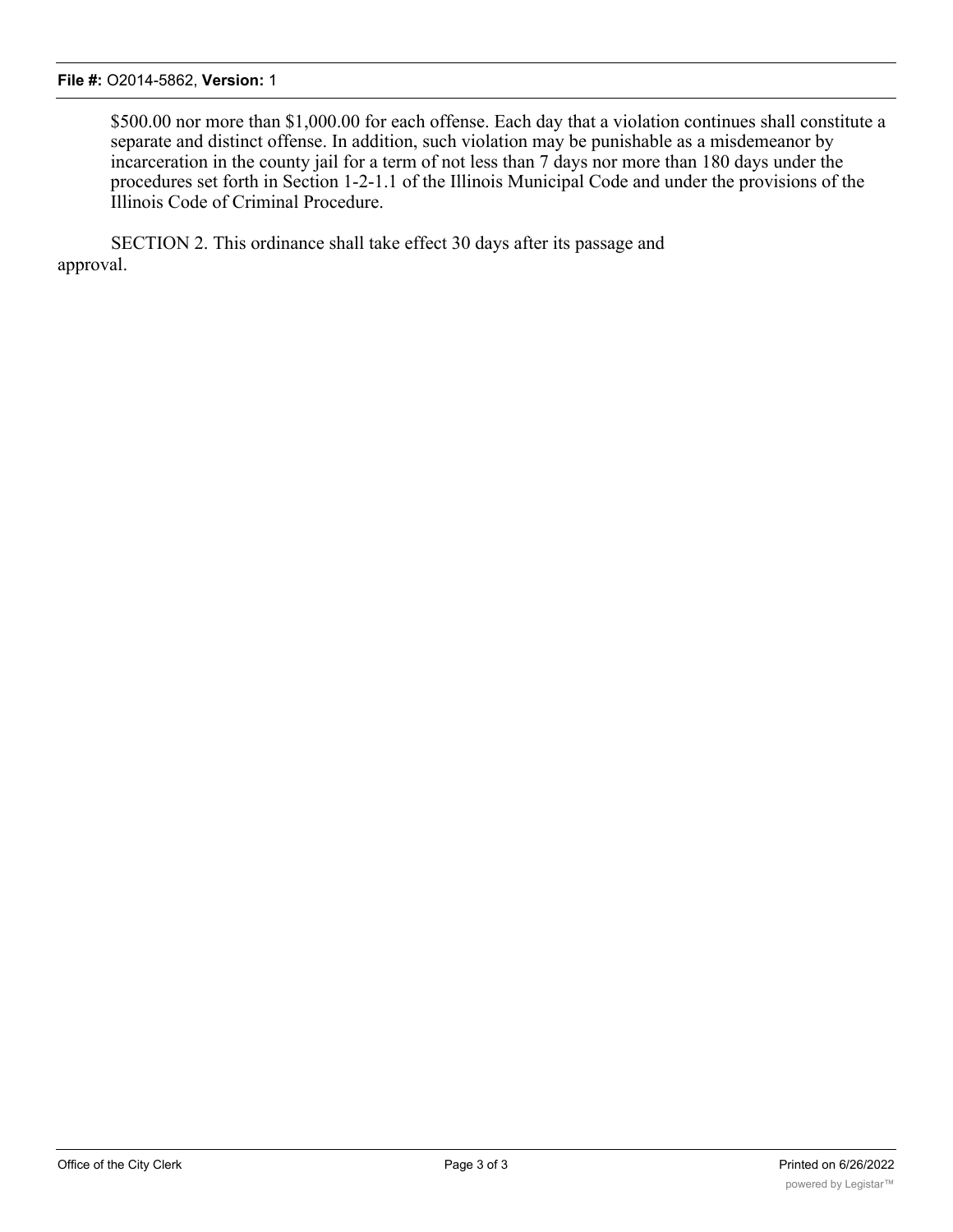$500.00 nor more than $1,000.00 for each offense. Each day that a violation continues shall constitute a separate and distinct offense. In addition, such violation may be punishable as a misdemeanor by incarceration in the county jail for a term of not less than 7 days nor more than 180 days under the procedures set forth in Section 1-2-1.1 of the Illinois Municipal Code and under the provisions of the Illinois Code of Criminal Procedure.

SECTION 2. This ordinance shall take effect 30 days after its passage and approval.